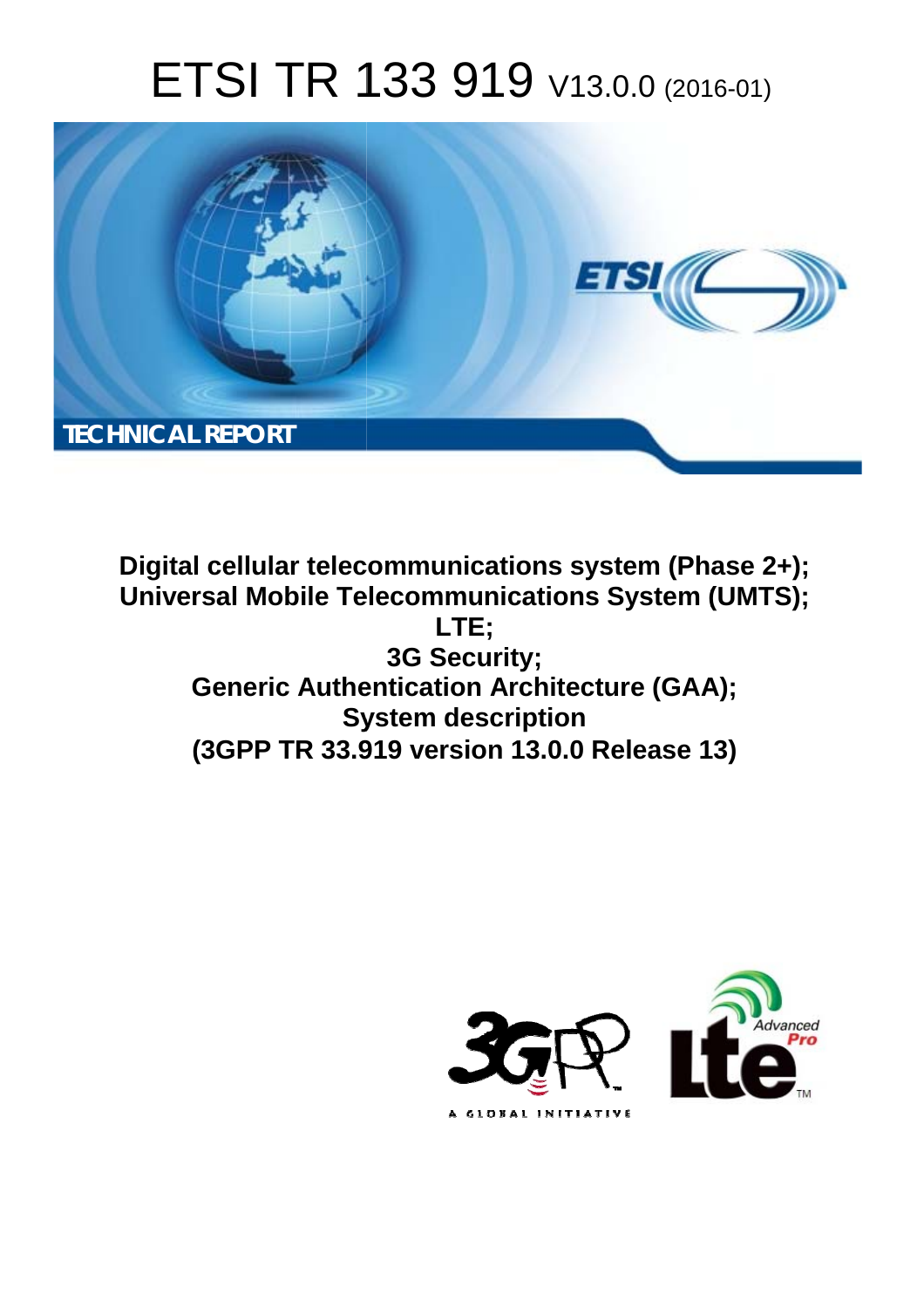# ETSI TR 133 919 V13.0.0 (2016-01)

TECHNICAL REPORT

**Digital cellular telecommunications system (Phase 2+);**
**Universal Mobile Telecommunications System (UMTS);**
**LTE;**
**3G Security;**
**Generic Authentication Architecture (GAA);**
**System description**
**(3GPP TR 33.919 version 13.0.0 Release 13)**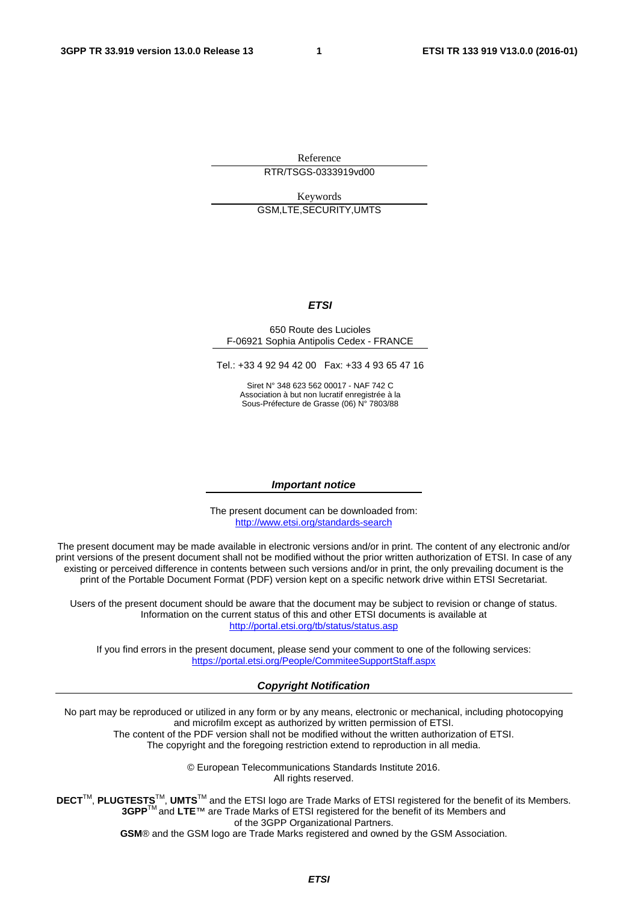Reference

RTR/TSGS-0333919vd00

Keywords

GSM,LTE,SECURITY,UMTS

***ETSI***

650 Route des Lucioles
F-06921 Sophia Antipolis Cedex - FRANCE

Tel.: +33 4 92 94 42 00 Fax: +33 4 93 65 47 16

Siret N° 348 623 562 00017 - NAF 742 C
Association à but non lucratif enregistrée à la
Sous-Préfecture de Grasse (06) N° 7803/88

***Important notice***

The present document can be downloaded from:
http://www.etsi.org/standards-search

The present document may be made available in electronic versions and/or in print. The content of any electronic and/or print versions of the present document shall not be modified without the prior written authorization of ETSI. In case of any existing or perceived difference in contents between such versions and/or in print, the only prevailing document is the print of the Portable Document Format (PDF) version kept on a specific network drive within ETSI Secretariat.

Users of the present document should be aware that the document may be subject to revision or change of status. Information on the current status of this and other ETSI documents is available at
http://portal.etsi.org/tb/status/status.asp

If you find errors in the present document, please send your comment to one of the following services:
https://portal.etsi.org/People/CommiteeSupportStaff.aspx

***Copyright Notification***

No part may be reproduced or utilized in any form or by any means, electronic or mechanical, including photocopying and microfilm except as authorized by written permission of ETSI.
The content of the PDF version shall not be modified without the written authorization of ETSI.
The copyright and the foregoing restriction extend to reproduction in all media.

© European Telecommunications Standards Institute 2016.
All rights reserved.

**DECT**™, **PLUGTESTS**™, **UMTS**™ and the ETSI logo are Trade Marks of ETSI registered for the benefit of its Members.
**3GPP**™ and **LTE**™ are Trade Marks of ETSI registered for the benefit of its Members and of the 3GPP Organizational Partners.
**GSM**® and the GSM logo are Trade Marks registered and owned by the GSM Association.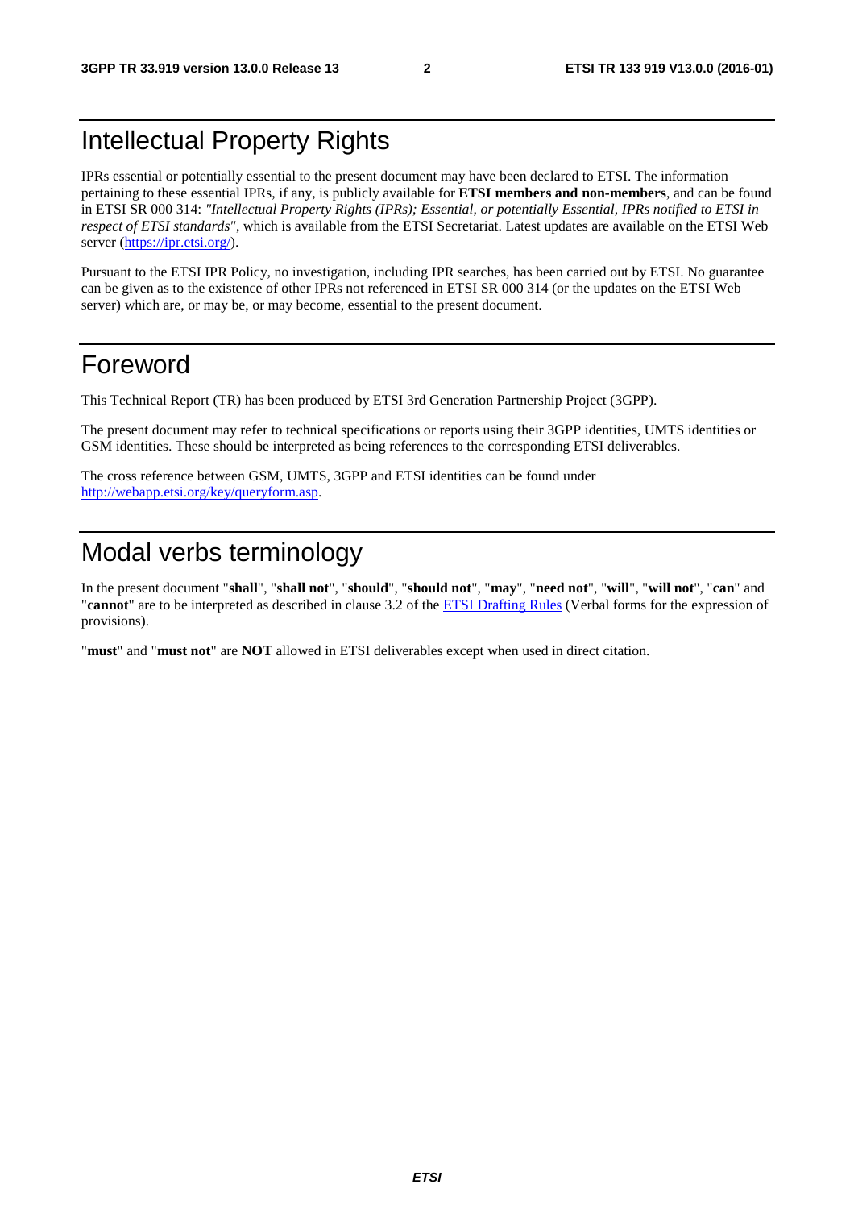# Intellectual Property Rights

IPRs essential or potentially essential to the present document may have been declared to ETSI. The information pertaining to these essential IPRs, if any, is publicly available for **ETSI members and non-members**, and can be found in ETSI SR 000 314: *"Intellectual Property Rights (IPRs); Essential, or potentially Essential, IPRs notified to ETSI in respect of ETSI standards"*, which is available from the ETSI Secretariat. Latest updates are available on the ETSI Web server (https://ipr.etsi.org/).

Pursuant to the ETSI IPR Policy, no investigation, including IPR searches, has been carried out by ETSI. No guarantee can be given as to the existence of other IPRs not referenced in ETSI SR 000 314 (or the updates on the ETSI Web server) which are, or may be, or may become, essential to the present document.

# Foreword

This Technical Report (TR) has been produced by ETSI 3rd Generation Partnership Project (3GPP).

The present document may refer to technical specifications or reports using their 3GPP identities, UMTS identities or GSM identities. These should be interpreted as being references to the corresponding ETSI deliverables.

The cross reference between GSM, UMTS, 3GPP and ETSI identities can be found under http://webapp.etsi.org/key/queryform.asp.

# Modal verbs terminology

In the present document "**shall**", "**shall not**", "**should**", "**should not**", "**may**", "**need not**", "**will**", "**will not**", "**can**" and "**cannot**" are to be interpreted as described in clause 3.2 of the ETSI Drafting Rules (Verbal forms for the expression of provisions).

"**must**" and "**must not**" are **NOT** allowed in ETSI deliverables except when used in direct citation.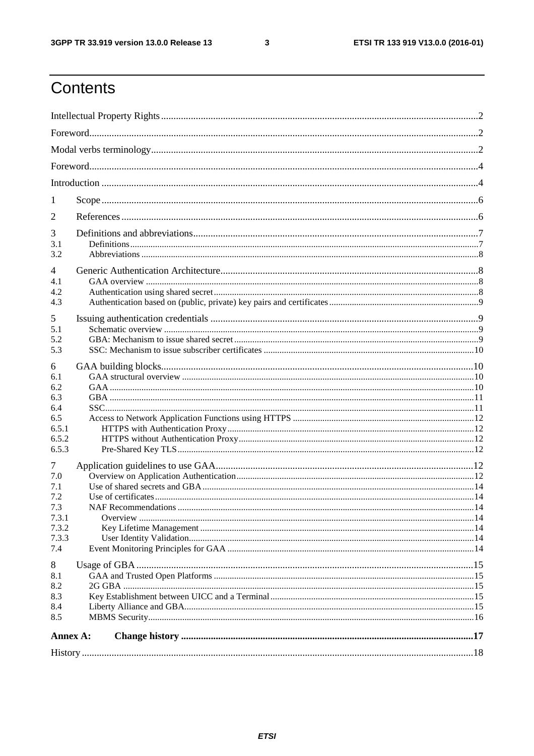# Contents

Intellectual Property Rights ..... 2

Foreword ..... 2

Modal verbs terminology ..... 2

Foreword ..... 4

Introduction ..... 4

1 Scope ..... 6

2 References ..... 6

3 Definitions and abbreviations ..... 7
- 3.1 Definitions ..... 7
- 3.2 Abbreviations ..... 8

4 Generic Authentication Architecture ..... 8
- 4.1 GAA overview ..... 8
- 4.2 Authentication using shared secret ..... 8
- 4.3 Authentication based on (public, private) key pairs and certificates ..... 9

5 Issuing authentication credentials ..... 9
- 5.1 Schematic overview ..... 9
- 5.2 GBA: Mechanism to issue shared secret ..... 9
- 5.3 SSC: Mechanism to issue subscriber certificates ..... 10

6 GAA building blocks ..... 10
- 6.1 GAA structural overview ..... 10
- 6.2 GAA ..... 10
- 6.3 GBA ..... 11
- 6.4 SSC ..... 11
- 6.5 Access to Network Application Functions using HTTPS ..... 12
  - 6.5.1 HTTPS with Authentication Proxy ..... 12
  - 6.5.2 HTTPS without Authentication Proxy ..... 12
  - 6.5.3 Pre-Shared Key TLS ..... 12

7 Application guidelines to use GAA ..... 12
- 7.0 Overview on Application Authentication ..... 12
- 7.1 Use of shared secrets and GBA ..... 14
- 7.2 Use of certificates ..... 14
- 7.3 NAF Recommendations ..... 14
  - 7.3.1 Overview ..... 14
  - 7.3.2 Key Lifetime Management ..... 14
  - 7.3.3 User Identity Validation ..... 14
- 7.4 Event Monitoring Principles for GAA ..... 14

8 Usage of GBA ..... 15
- 8.1 GAA and Trusted Open Platforms ..... 15
- 8.2 2G GBA ..... 15
- 8.3 Key Establishment between UICC and a Terminal ..... 15
- 8.4 Liberty Alliance and GBA ..... 15
- 8.5 MBMS Security ..... 16

**Annex A: Change history ..... 17**

History ..... 18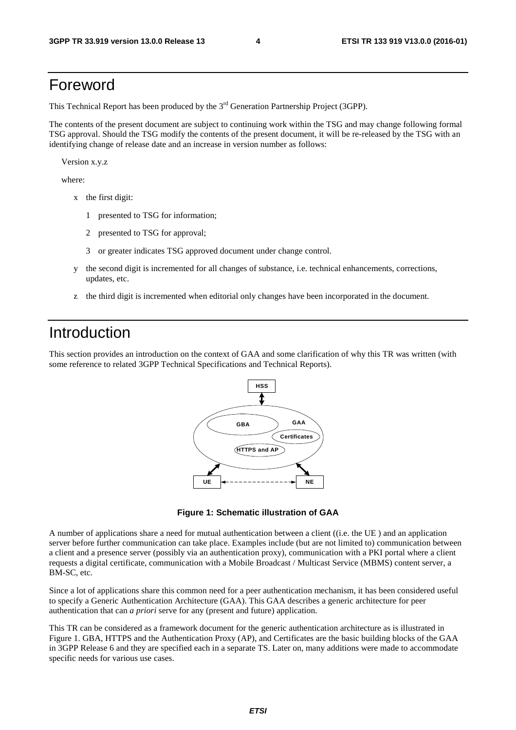# Foreword

This Technical Report has been produced by the 3rd Generation Partnership Project (3GPP).

The contents of the present document are subject to continuing work within the TSG and may change following formal TSG approval. Should the TSG modify the contents of the present document, it will be re-released by the TSG with an identifying change of release date and an increase in version number as follows:

Version x.y.z

where:

- x the first digit:
  - 1 presented to TSG for information;
  - 2 presented to TSG for approval;
  - 3 or greater indicates TSG approved document under change control.
- y the second digit is incremented for all changes of substance, i.e. technical enhancements, corrections, updates, etc.
- z the third digit is incremented when editorial only changes have been incorporated in the document.

# Introduction

This section provides an introduction on the context of GAA and some clarification of why this TR was written (with some reference to related 3GPP Technical Specifications and Technical Reports).

**Figure 1: Schematic illustration of GAA**

A number of applications share a need for mutual authentication between a client ((i.e. the UE ) and an application server before further communication can take place. Examples include (but are not limited to) communication between a client and a presence server (possibly via an authentication proxy), communication with a PKI portal where a client requests a digital certificate, communication with a Mobile Broadcast / Multicast Service (MBMS) content server, a BM-SC, etc.

Since a lot of applications share this common need for a peer authentication mechanism, it has been considered useful to specify a Generic Authentication Architecture (GAA). This GAA describes a generic architecture for peer authentication that can *a priori* serve for any (present and future) application.

This TR can be considered as a framework document for the generic authentication architecture as is illustrated in Figure 1. GBA, HTTPS and the Authentication Proxy (AP), and Certificates are the basic building blocks of the GAA in 3GPP Release 6 and they are specified each in a separate TS. Later on, many additions were made to accommodate specific needs for various use cases.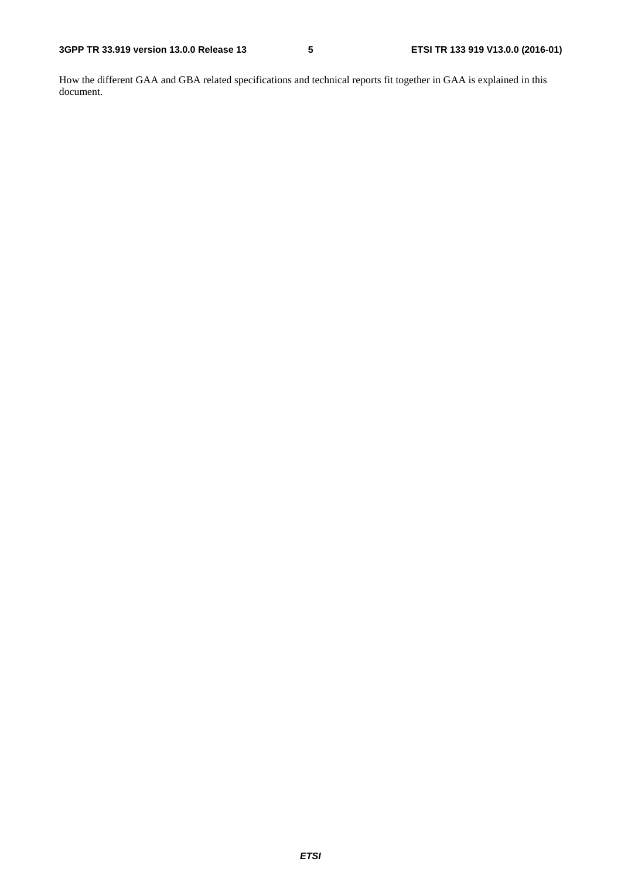How the different GAA and GBA related specifications and technical reports fit together in GAA is explained in this document.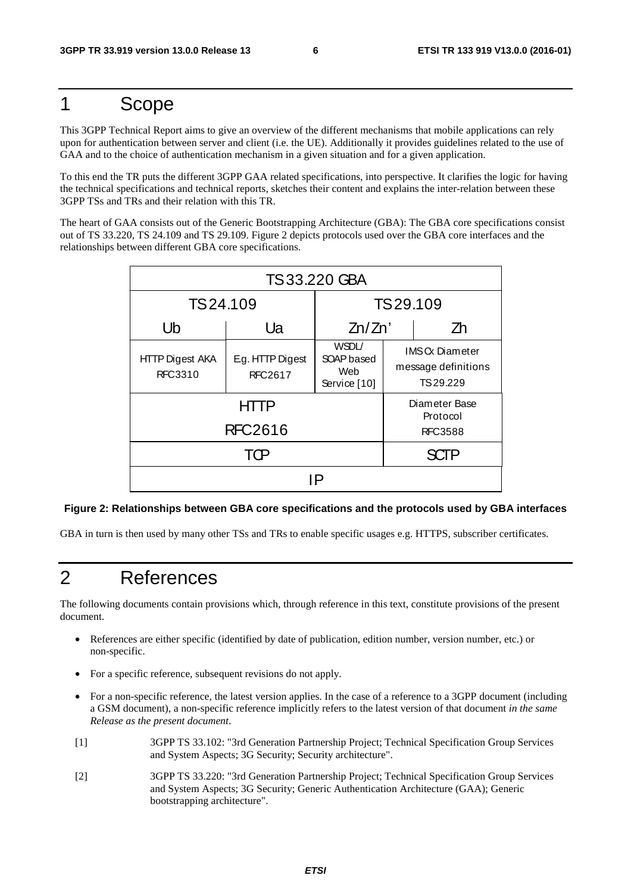# 1 Scope

This 3GPP Technical Report aims to give an overview of the different mechanisms that mobile applications can rely upon for authentication between server and client (i.e. the UE). Additionally it provides guidelines related to the use of GAA and to the choice of authentication mechanism in a given situation and for a given application.

To this end the TR puts the different 3GPP GAA related specifications, into perspective. It clarifies the logic for having the technical specifications and technical reports, sketches their content and explains the inter-relation between these 3GPP TSs and TRs and their relation with this TR.

The heart of GAA consists out of the Generic Bootstrapping Architecture (GBA): The GBA core specifications consist out of TS 33.220, TS 24.109 and TS 29.109. Figure 2 depicts protocols used over the GBA core interfaces and the relationships between different GBA core specifications.

| TS 33.220 GBA | | | |
|---|---|---|---|
| TS 24.109 | | TS 29.109 | |
| Ub | Ua | Zn/Zn' | Zh |
| HTTP Digest AKA RFC3310 | E.g. HTTP Digest RFC2617 | WSDL/ SOAP based Web Service [10] | IMS Cx Diameter message definitions TS 29.229 |
| HTTP RFC2616 | | | Diameter Base Protocol RFC3588 |
| TCP | | | SCTP |
| IP | | | |

**Figure 2: Relationships between GBA core specifications and the protocols used by GBA interfaces**

GBA in turn is then used by many other TSs and TRs to enable specific usages e.g. HTTPS, subscriber certificates.

# 2 References

The following documents contain provisions which, through reference in this text, constitute provisions of the present document.

- References are either specific (identified by date of publication, edition number, version number, etc.) or non-specific.
- For a specific reference, subsequent revisions do not apply.
- For a non-specific reference, the latest version applies. In the case of a reference to a 3GPP document (including a GSM document), a non-specific reference implicitly refers to the latest version of that document *in the same Release as the present document*.

[1] 3GPP TS 33.102: "3rd Generation Partnership Project; Technical Specification Group Services and System Aspects; 3G Security; Security architecture".

[2] 3GPP TS 33.220: "3rd Generation Partnership Project; Technical Specification Group Services and System Aspects; 3G Security; Generic Authentication Architecture (GAA); Generic bootstrapping architecture".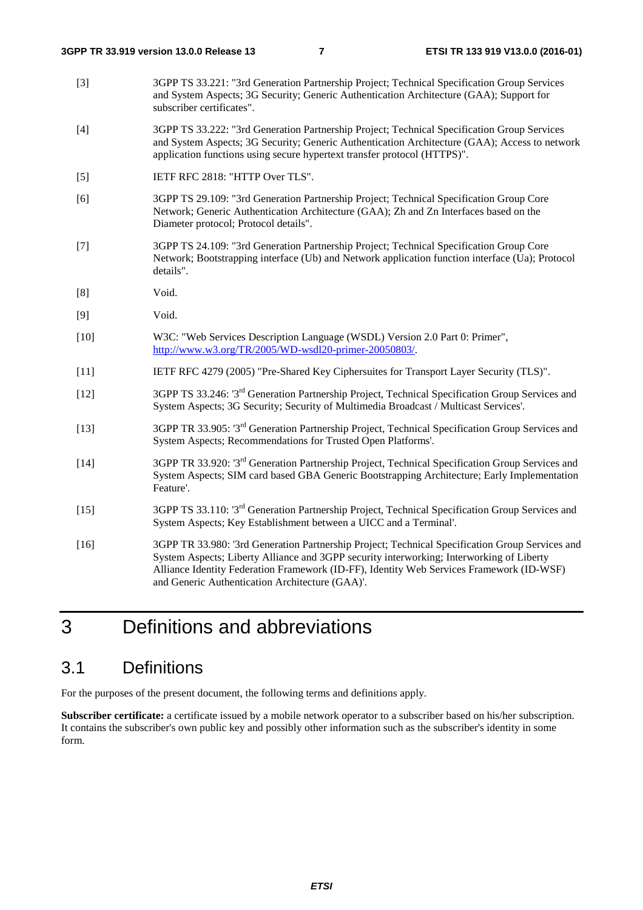[3] 3GPP TS 33.221: "3rd Generation Partnership Project; Technical Specification Group Services and System Aspects; 3G Security; Generic Authentication Architecture (GAA); Support for subscriber certificates".

[4] 3GPP TS 33.222: "3rd Generation Partnership Project; Technical Specification Group Services and System Aspects; 3G Security; Generic Authentication Architecture (GAA); Access to network application functions using secure hypertext transfer protocol (HTTPS)".

[5] IETF RFC 2818: "HTTP Over TLS".

[6] 3GPP TS 29.109: "3rd Generation Partnership Project; Technical Specification Group Core Network; Generic Authentication Architecture (GAA); Zh and Zn Interfaces based on the Diameter protocol; Protocol details".

[7] 3GPP TS 24.109: "3rd Generation Partnership Project; Technical Specification Group Core Network; Bootstrapping interface (Ub) and Network application function interface (Ua); Protocol details".

[8] Void.

[9] Void.

[10] W3C: "Web Services Description Language (WSDL) Version 2.0 Part 0: Primer", http://www.w3.org/TR/2005/WD-wsdl20-primer-20050803/.

[11] IETF RFC 4279 (2005) "Pre-Shared Key Ciphersuites for Transport Layer Security (TLS)".

[12] 3GPP TS 33.246: '3rd Generation Partnership Project, Technical Specification Group Services and System Aspects; 3G Security; Security of Multimedia Broadcast / Multicast Services'.

[13] 3GPP TR 33.905: '3rd Generation Partnership Project, Technical Specification Group Services and System Aspects; Recommendations for Trusted Open Platforms'.

[14] 3GPP TR 33.920: '3rd Generation Partnership Project, Technical Specification Group Services and System Aspects; SIM card based GBA Generic Bootstrapping Architecture; Early Implementation Feature'.

[15] 3GPP TS 33.110: '3rd Generation Partnership Project, Technical Specification Group Services and System Aspects; Key Establishment between a UICC and a Terminal'.

[16] 3GPP TR 33.980: '3rd Generation Partnership Project; Technical Specification Group Services and System Aspects; Liberty Alliance and 3GPP security interworking; Interworking of Liberty Alliance Identity Federation Framework (ID-FF), Identity Web Services Framework (ID-WSF) and Generic Authentication Architecture (GAA)'.

# 3 Definitions and abbreviations

## 3.1 Definitions

For the purposes of the present document, the following terms and definitions apply.

**Subscriber certificate:** a certificate issued by a mobile network operator to a subscriber based on his/her subscription. It contains the subscriber's own public key and possibly other information such as the subscriber's identity in some form.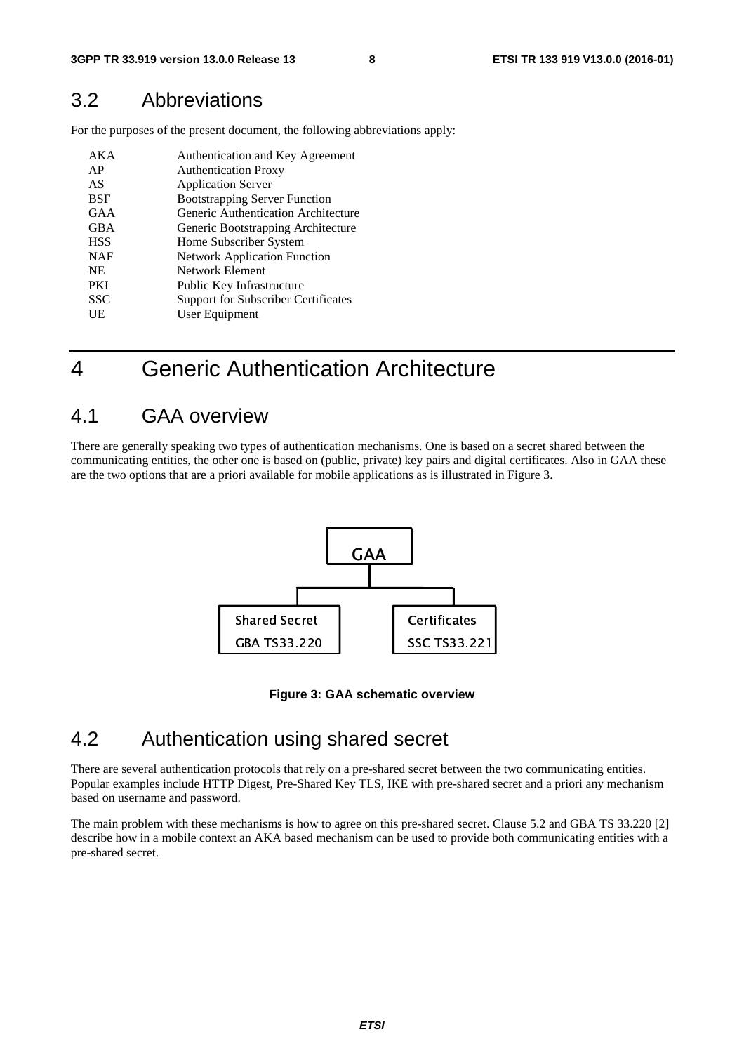## 3.2 Abbreviations

For the purposes of the present document, the following abbreviations apply:

| | |
|---|---|
| AKA | Authentication and Key Agreement |
| AP | Authentication Proxy |
| AS | Application Server |
| BSF | Bootstrapping Server Function |
| GAA | Generic Authentication Architecture |
| GBA | Generic Bootstrapping Architecture |
| HSS | Home Subscriber System |
| NAF | Network Application Function |
| NE | Network Element |
| PKI | Public Key Infrastructure |
| SSC | Support for Subscriber Certificates |
| UE | User Equipment |

# 4 Generic Authentication Architecture

## 4.1 GAA overview

There are generally speaking two types of authentication mechanisms. One is based on a secret shared between the communicating entities, the other one is based on (public, private) key pairs and digital certificates. Also in GAA these are the two options that are a priori available for mobile applications as is illustrated in Figure 3.

GAA

Shared Secret
GBA TS33.220

Certificates
SSC TS33.221

**Figure 3: GAA schematic overview**

## 4.2 Authentication using shared secret

There are several authentication protocols that rely on a pre-shared secret between the two communicating entities. Popular examples include HTTP Digest, Pre-Shared Key TLS, IKE with pre-shared secret and a priori any mechanism based on username and password.

The main problem with these mechanisms is how to agree on this pre-shared secret. Clause 5.2 and GBA TS 33.220 [2] describe how in a mobile context an AKA based mechanism can be used to provide both communicating entities with a pre-shared secret.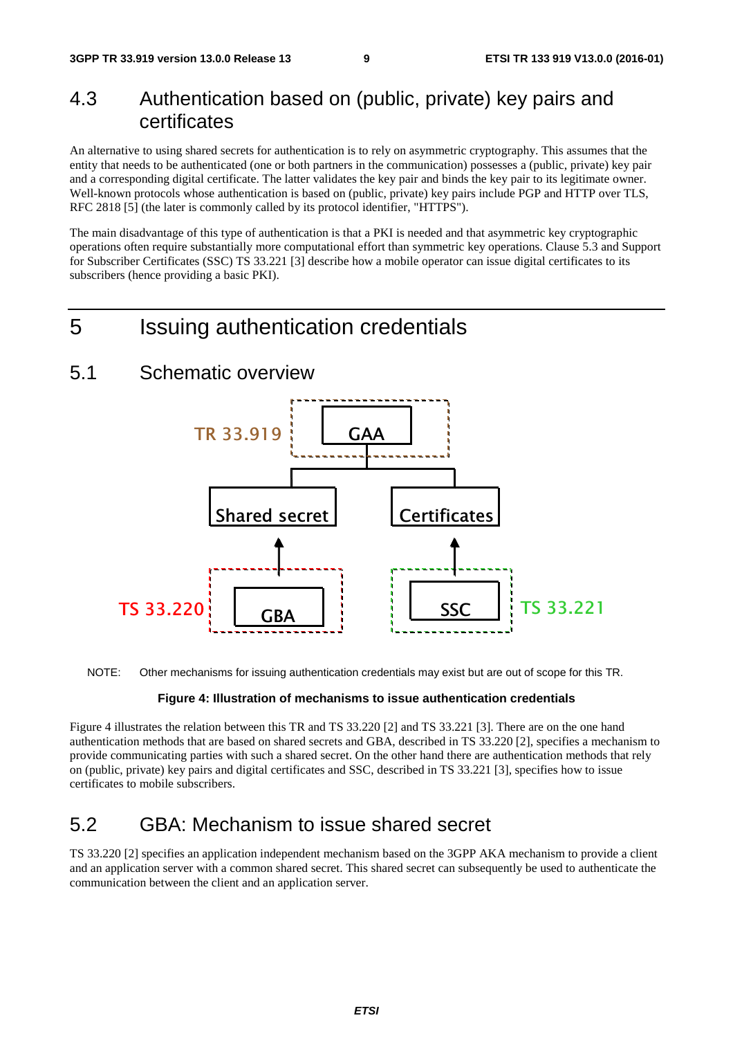## 4.3 Authentication based on (public, private) key pairs and certificates

An alternative to using shared secrets for authentication is to rely on asymmetric cryptography. This assumes that the entity that needs to be authenticated (one or both partners in the communication) possesses a (public, private) key pair and a corresponding digital certificate. The latter validates the key pair and binds the key pair to its legitimate owner. Well-known protocols whose authentication is based on (public, private) key pairs include PGP and HTTP over TLS, RFC 2818 [5] (the later is commonly called by its protocol identifier, "HTTPS").

The main disadvantage of this type of authentication is that a PKI is needed and that asymmetric key cryptographic operations often require substantially more computational effort than symmetric key operations. Clause 5.3 and Support for Subscriber Certificates (SSC) TS 33.221 [3] describe how a mobile operator can issue digital certificates to its subscribers (hence providing a basic PKI).

# 5 Issuing authentication credentials

## 5.1 Schematic overview

TR 33.919 GAA

Shared secret Certificates

TS 33.220 GBA SSC TS 33.221

NOTE: Other mechanisms for issuing authentication credentials may exist but are out of scope for this TR.

**Figure 4: Illustration of mechanisms to issue authentication credentials**

Figure 4 illustrates the relation between this TR and TS 33.220 [2] and TS 33.221 [3]. There are on the one hand authentication methods that are based on shared secrets and GBA, described in TS 33.220 [2], specifies a mechanism to provide communicating parties with such a shared secret. On the other hand there are authentication methods that rely on (public, private) key pairs and digital certificates and SSC, described in TS 33.221 [3], specifies how to issue certificates to mobile subscribers.

## 5.2 GBA: Mechanism to issue shared secret

TS 33.220 [2] specifies an application independent mechanism based on the 3GPP AKA mechanism to provide a client and an application server with a common shared secret. This shared secret can subsequently be used to authenticate the communication between the client and an application server.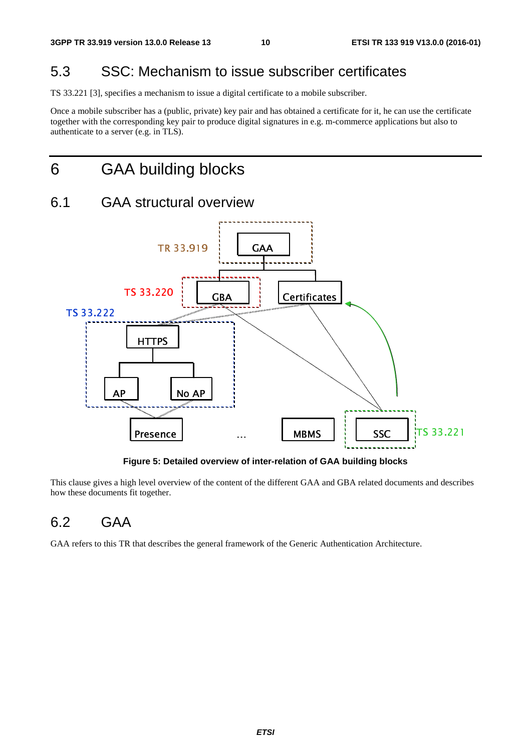## 5.3 SSC: Mechanism to issue subscriber certificates

TS 33.221 [3], specifies a mechanism to issue a digital certificate to a mobile subscriber.

Once a mobile subscriber has a (public, private) key pair and has obtained a certificate for it, he can use the certificate together with the corresponding key pair to produce digital signatures in e.g. m-commerce applications but also to authenticate to a server (e.g. in TLS).

# 6 GAA building blocks

## 6.1 GAA structural overview

**Figure 5: Detailed overview of inter-relation of GAA building blocks**

This clause gives a high level overview of the content of the different GAA and GBA related documents and describes how these documents fit together.

## 6.2 GAA

GAA refers to this TR that describes the general framework of the Generic Authentication Architecture.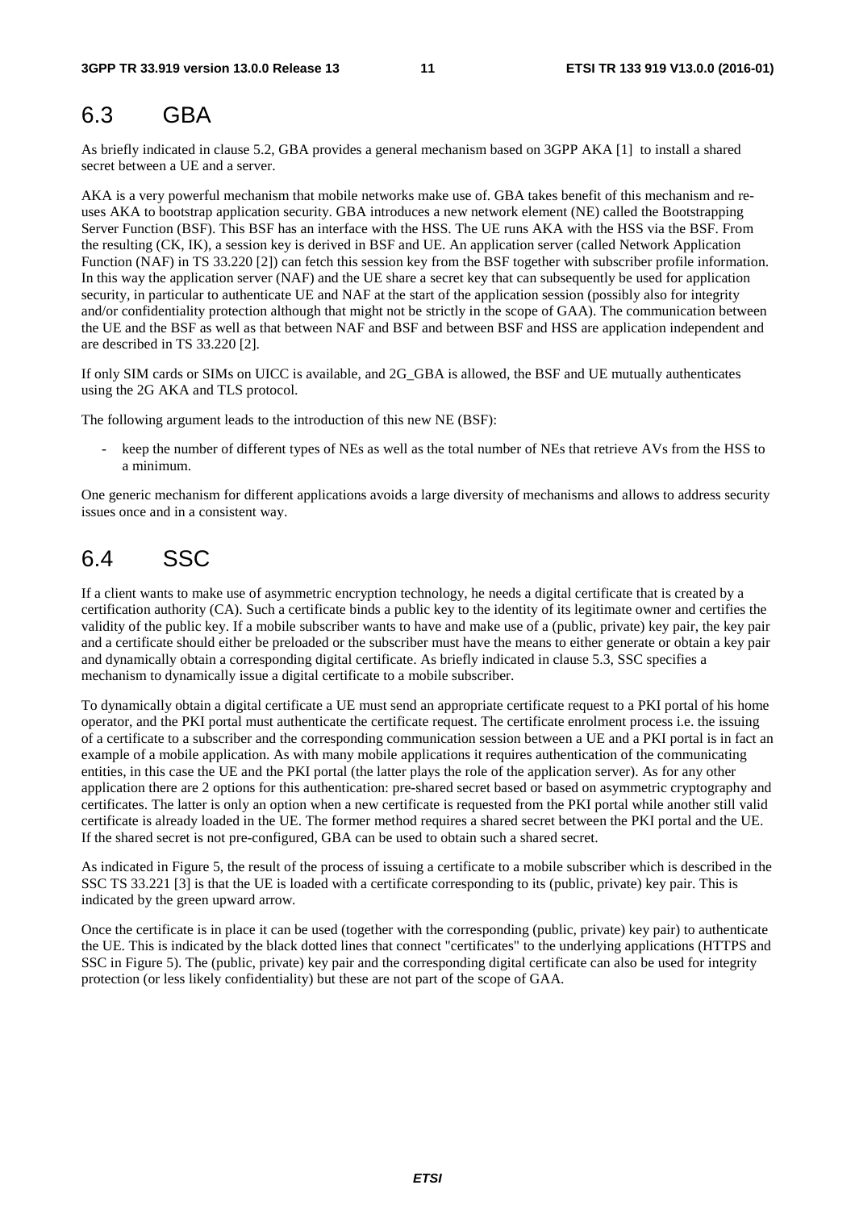## 6.3 GBA

As briefly indicated in clause 5.2, GBA provides a general mechanism based on 3GPP AKA [1] to install a shared secret between a UE and a server.

AKA is a very powerful mechanism that mobile networks make use of. GBA takes benefit of this mechanism and re-uses AKA to bootstrap application security. GBA introduces a new network element (NE) called the Bootstrapping Server Function (BSF). This BSF has an interface with the HSS. The UE runs AKA with the HSS via the BSF. From the resulting (CK, IK), a session key is derived in BSF and UE. An application server (called Network Application Function (NAF) in TS 33.220 [2]) can fetch this session key from the BSF together with subscriber profile information. In this way the application server (NAF) and the UE share a secret key that can subsequently be used for application security, in particular to authenticate UE and NAF at the start of the application session (possibly also for integrity and/or confidentiality protection although that might not be strictly in the scope of GAA). The communication between the UE and the BSF as well as that between NAF and BSF and between BSF and HSS are application independent and are described in TS 33.220 [2].

If only SIM cards or SIMs on UICC is available, and 2G_GBA is allowed, the BSF and UE mutually authenticates using the 2G AKA and TLS protocol.

The following argument leads to the introduction of this new NE (BSF):

- keep the number of different types of NEs as well as the total number of NEs that retrieve AVs from the HSS to a minimum.

One generic mechanism for different applications avoids a large diversity of mechanisms and allows to address security issues once and in a consistent way.

## 6.4 SSC

If a client wants to make use of asymmetric encryption technology, he needs a digital certificate that is created by a certification authority (CA). Such a certificate binds a public key to the identity of its legitimate owner and certifies the validity of the public key. If a mobile subscriber wants to have and make use of a (public, private) key pair, the key pair and a certificate should either be preloaded or the subscriber must have the means to either generate or obtain a key pair and dynamically obtain a corresponding digital certificate. As briefly indicated in clause 5.3, SSC specifies a mechanism to dynamically issue a digital certificate to a mobile subscriber.

To dynamically obtain a digital certificate a UE must send an appropriate certificate request to a PKI portal of his home operator, and the PKI portal must authenticate the certificate request. The certificate enrolment process i.e. the issuing of a certificate to a subscriber and the corresponding communication session between a UE and a PKI portal is in fact an example of a mobile application. As with many mobile applications it requires authentication of the communicating entities, in this case the UE and the PKI portal (the latter plays the role of the application server). As for any other application there are 2 options for this authentication: pre-shared secret based or based on asymmetric cryptography and certificates. The latter is only an option when a new certificate is requested from the PKI portal while another still valid certificate is already loaded in the UE. The former method requires a shared secret between the PKI portal and the UE. If the shared secret is not pre-configured, GBA can be used to obtain such a shared secret.

As indicated in Figure 5, the result of the process of issuing a certificate to a mobile subscriber which is described in the SSC TS 33.221 [3] is that the UE is loaded with a certificate corresponding to its (public, private) key pair. This is indicated by the green upward arrow.

Once the certificate is in place it can be used (together with the corresponding (public, private) key pair) to authenticate the UE. This is indicated by the black dotted lines that connect "certificates" to the underlying applications (HTTPS and SSC in Figure 5). The (public, private) key pair and the corresponding digital certificate can also be used for integrity protection (or less likely confidentiality) but these are not part of the scope of GAA.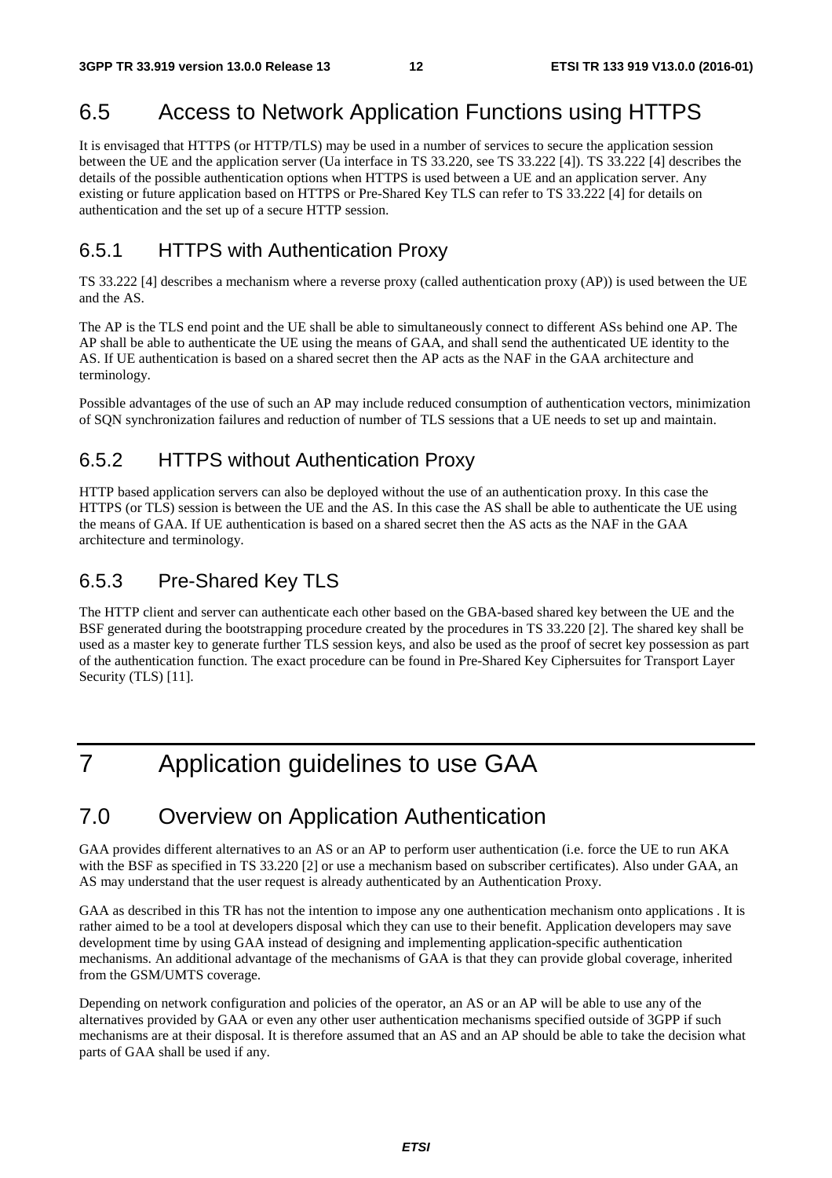## 6.5 Access to Network Application Functions using HTTPS

It is envisaged that HTTPS (or HTTP/TLS) may be used in a number of services to secure the application session between the UE and the application server (Ua interface in TS 33.220, see TS 33.222 [4]). TS 33.222 [4] describes the details of the possible authentication options when HTTPS is used between a UE and an application server. Any existing or future application based on HTTPS or Pre-Shared Key TLS can refer to TS 33.222 [4] for details on authentication and the set up of a secure HTTP session.

### 6.5.1 HTTPS with Authentication Proxy

TS 33.222 [4] describes a mechanism where a reverse proxy (called authentication proxy (AP)) is used between the UE and the AS.

The AP is the TLS end point and the UE shall be able to simultaneously connect to different ASs behind one AP. The AP shall be able to authenticate the UE using the means of GAA, and shall send the authenticated UE identity to the AS. If UE authentication is based on a shared secret then the AP acts as the NAF in the GAA architecture and terminology.

Possible advantages of the use of such an AP may include reduced consumption of authentication vectors, minimization of SQN synchronization failures and reduction of number of TLS sessions that a UE needs to set up and maintain.

### 6.5.2 HTTPS without Authentication Proxy

HTTP based application servers can also be deployed without the use of an authentication proxy. In this case the HTTPS (or TLS) session is between the UE and the AS. In this case the AS shall be able to authenticate the UE using the means of GAA. If UE authentication is based on a shared secret then the AS acts as the NAF in the GAA architecture and terminology.

### 6.5.3 Pre-Shared Key TLS

The HTTP client and server can authenticate each other based on the GBA-based shared key between the UE and the BSF generated during the bootstrapping procedure created by the procedures in TS 33.220 [2]. The shared key shall be used as a master key to generate further TLS session keys, and also be used as the proof of secret key possession as part of the authentication function. The exact procedure can be found in Pre-Shared Key Ciphersuites for Transport Layer Security (TLS) [11].

# 7 Application guidelines to use GAA

## 7.0 Overview on Application Authentication

GAA provides different alternatives to an AS or an AP to perform user authentication (i.e. force the UE to run AKA with the BSF as specified in TS 33.220 [2] or use a mechanism based on subscriber certificates). Also under GAA, an AS may understand that the user request is already authenticated by an Authentication Proxy.

GAA as described in this TR has not the intention to impose any one authentication mechanism onto applications . It is rather aimed to be a tool at developers disposal which they can use to their benefit. Application developers may save development time by using GAA instead of designing and implementing application-specific authentication mechanisms. An additional advantage of the mechanisms of GAA is that they can provide global coverage, inherited from the GSM/UMTS coverage.

Depending on network configuration and policies of the operator, an AS or an AP will be able to use any of the alternatives provided by GAA or even any other user authentication mechanisms specified outside of 3GPP if such mechanisms are at their disposal. It is therefore assumed that an AS and an AP should be able to take the decision what parts of GAA shall be used if any.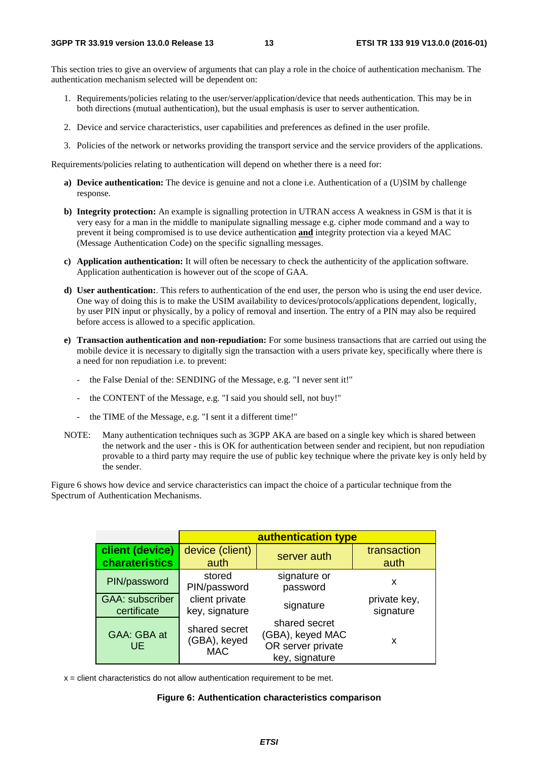This section tries to give an overview of arguments that can play a role in the choice of authentication mechanism. The authentication mechanism selected will be dependent on:

1. Requirements/policies relating to the user/server/application/device that needs authentication. This may be in both directions (mutual authentication), but the usual emphasis is user to server authentication.

2. Device and service characteristics, user capabilities and preferences as defined in the user profile.

3. Policies of the network or networks providing the transport service and the service providers of the applications.

Requirements/policies relating to authentication will depend on whether there is a need for:

a) **Device authentication:** The device is genuine and not a clone i.e. Authentication of a (U)SIM by challenge response.

b) **Integrity protection:** An example is signalling protection in UTRAN access A weakness in GSM is that it is very easy for a man in the middle to manipulate signalling message e.g. cipher mode command and a way to prevent it being compromised is to use device authentication **and** integrity protection via a keyed MAC (Message Authentication Code) on the specific signalling messages.

c) **Application authentication:** It will often be necessary to check the authenticity of the application software. Application authentication is however out of the scope of GAA.

d) **User authentication:**. This refers to authentication of the end user, the person who is using the end user device. One way of doing this is to make the USIM availability to devices/protocols/applications dependent, logically, by user PIN input or physically, by a policy of removal and insertion. The entry of a PIN may also be required before access is allowed to a specific application.

e) **Transaction authentication and non-repudiation:** For some business transactions that are carried out using the mobile device it is necessary to digitally sign the transaction with a users private key, specifically where there is a need for non repudiation i.e. to prevent:

   - the False Denial of the: SENDING of the Message, e.g. "I never sent it!"

   - the CONTENT of the Message, e.g. "I said you should sell, not buy!"

   - the TIME of the Message, e.g. "I sent it a different time!"

NOTE: Many authentication techniques such as 3GPP AKA are based on a single key which is shared between the network and the user - this is OK for authentication between sender and recipient, but non repudiation provable to a third party may require the use of public key technique where the private key is only held by the sender.

Figure 6 shows how device and service characteristics can impact the choice of a particular technique from the Spectrum of Authentication Mechanisms.

| | **authentication type** | | |
|---|---|---|---|
| **client (device) charateristics** | device (client) auth | server auth | transaction auth |
| PIN/password | stored PIN/password | signature or password | x |
| GAA: subscriber certificate | client private key, signature | signature | private key, signature |
| GAA: GBA at UE | shared secret (GBA), keyed MAC | shared secret (GBA), keyed MAC OR server private key, signature | x |

x = client characteristics do not allow authentication requirement to be met.

**Figure 6: Authentication characteristics comparison**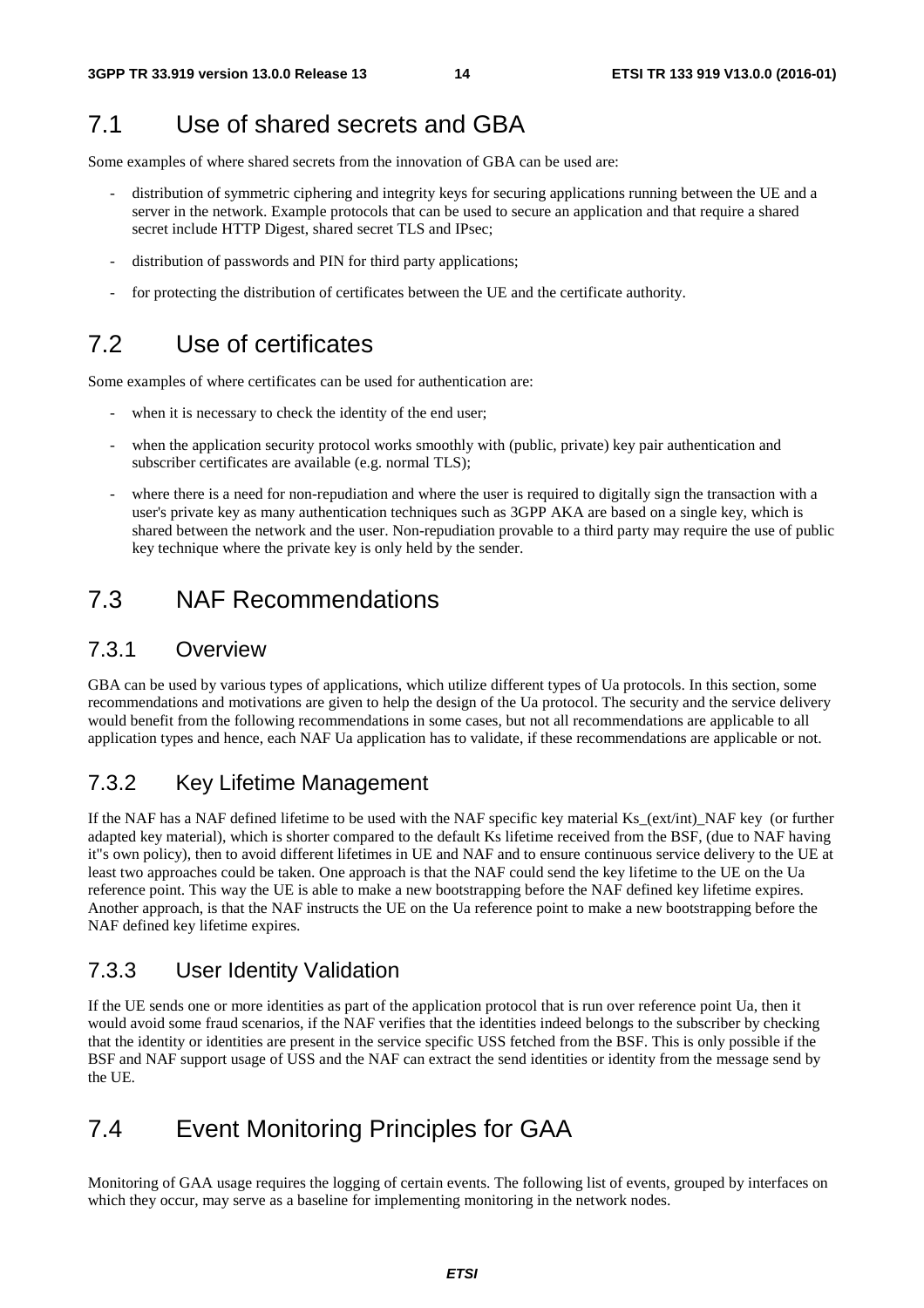## 7.1 Use of shared secrets and GBA

Some examples of where shared secrets from the innovation of GBA can be used are:

- distribution of symmetric ciphering and integrity keys for securing applications running between the UE and a server in the network. Example protocols that can be used to secure an application and that require a shared secret include HTTP Digest, shared secret TLS and IPsec;
- distribution of passwords and PIN for third party applications;
- for protecting the distribution of certificates between the UE and the certificate authority.

## 7.2 Use of certificates

Some examples of where certificates can be used for authentication are:

- when it is necessary to check the identity of the end user;
- when the application security protocol works smoothly with (public, private) key pair authentication and subscriber certificates are available (e.g. normal TLS);
- where there is a need for non-repudiation and where the user is required to digitally sign the transaction with a user's private key as many authentication techniques such as 3GPP AKA are based on a single key, which is shared between the network and the user. Non-repudiation provable to a third party may require the use of public key technique where the private key is only held by the sender.

## 7.3 NAF Recommendations

### 7.3.1 Overview

GBA can be used by various types of applications, which utilize different types of Ua protocols. In this section, some recommendations and motivations are given to help the design of the Ua protocol. The security and the service delivery would benefit from the following recommendations in some cases, but not all recommendations are applicable to all application types and hence, each NAF Ua application has to validate, if these recommendations are applicable or not.

### 7.3.2 Key Lifetime Management

If the NAF has a NAF defined lifetime to be used with the NAF specific key material Ks_(ext/int)_NAF key (or further adapted key material), which is shorter compared to the default Ks lifetime received from the BSF, (due to NAF having it''s own policy), then to avoid different lifetimes in UE and NAF and to ensure continuous service delivery to the UE at least two approaches could be taken. One approach is that the NAF could send the key lifetime to the UE on the Ua reference point. This way the UE is able to make a new bootstrapping before the NAF defined key lifetime expires. Another approach, is that the NAF instructs the UE on the Ua reference point to make a new bootstrapping before the NAF defined key lifetime expires.

### 7.3.3 User Identity Validation

If the UE sends one or more identities as part of the application protocol that is run over reference point Ua, then it would avoid some fraud scenarios, if the NAF verifies that the identities indeed belongs to the subscriber by checking that the identity or identities are present in the service specific USS fetched from the BSF. This is only possible if the BSF and NAF support usage of USS and the NAF can extract the send identities or identity from the message send by the UE.

## 7.4 Event Monitoring Principles for GAA

Monitoring of GAA usage requires the logging of certain events. The following list of events, grouped by interfaces on which they occur, may serve as a baseline for implementing monitoring in the network nodes.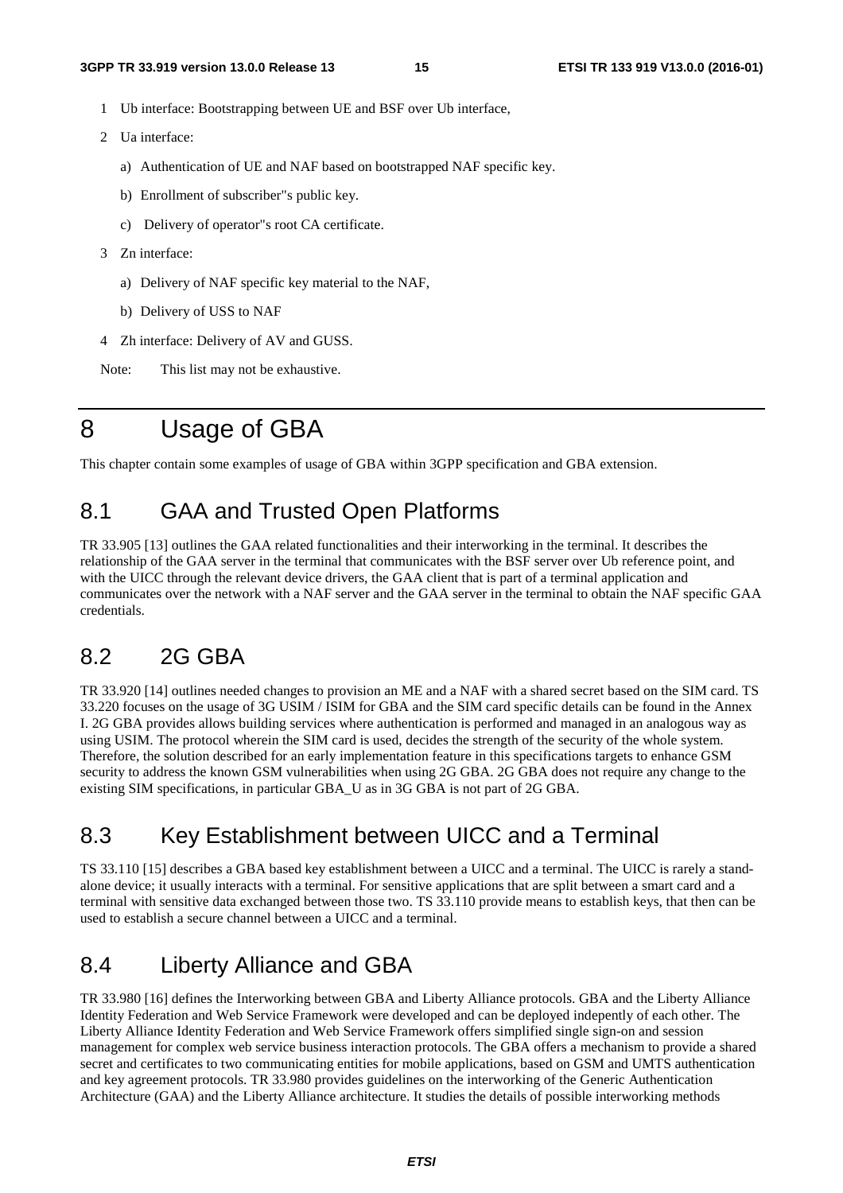1 Ub interface: Bootstrapping between UE and BSF over Ub interface,

2 Ua interface:

   a) Authentication of UE and NAF based on bootstrapped NAF specific key.

   b) Enrollment of subscriber"s public key.

   c) Delivery of operator"s root CA certificate.

3 Zn interface:

   a) Delivery of NAF specific key material to the NAF,

   b) Delivery of USS to NAF

4 Zh interface: Delivery of AV and GUSS.

Note: This list may not be exhaustive.

# 8 Usage of GBA

This chapter contain some examples of usage of GBA within 3GPP specification and GBA extension.

## 8.1 GAA and Trusted Open Platforms

TR 33.905 [13] outlines the GAA related functionalities and their interworking in the terminal. It describes the relationship of the GAA server in the terminal that communicates with the BSF server over Ub reference point, and with the UICC through the relevant device drivers, the GAA client that is part of a terminal application and communicates over the network with a NAF server and the GAA server in the terminal to obtain the NAF specific GAA credentials.

## 8.2 2G GBA

TR 33.920 [14] outlines needed changes to provision an ME and a NAF with a shared secret based on the SIM card. TS 33.220 focuses on the usage of 3G USIM / ISIM for GBA and the SIM card specific details can be found in the Annex I. 2G GBA provides allows building services where authentication is performed and managed in an analogous way as using USIM. The protocol wherein the SIM card is used, decides the strength of the security of the whole system. Therefore, the solution described for an early implementation feature in this specifications targets to enhance GSM security to address the known GSM vulnerabilities when using 2G GBA. 2G GBA does not require any change to the existing SIM specifications, in particular GBA_U as in 3G GBA is not part of 2G GBA.

## 8.3 Key Establishment between UICC and a Terminal

TS 33.110 [15] describes a GBA based key establishment between a UICC and a terminal. The UICC is rarely a stand-alone device; it usually interacts with a terminal. For sensitive applications that are split between a smart card and a terminal with sensitive data exchanged between those two. TS 33.110 provide means to establish keys, that then can be used to establish a secure channel between a UICC and a terminal.

## 8.4 Liberty Alliance and GBA

TR 33.980 [16] defines the Interworking between GBA and Liberty Alliance protocols. GBA and the Liberty Alliance Identity Federation and Web Service Framework were developed and can be deployed indepently of each other. The Liberty Alliance Identity Federation and Web Service Framework offers simplified single sign-on and session management for complex web service business interaction protocols. The GBA offers a mechanism to provide a shared secret and certificates to two communicating entities for mobile applications, based on GSM and UMTS authentication and key agreement protocols. TR 33.980 provides guidelines on the interworking of the Generic Authentication Architecture (GAA) and the Liberty Alliance architecture. It studies the details of possible interworking methods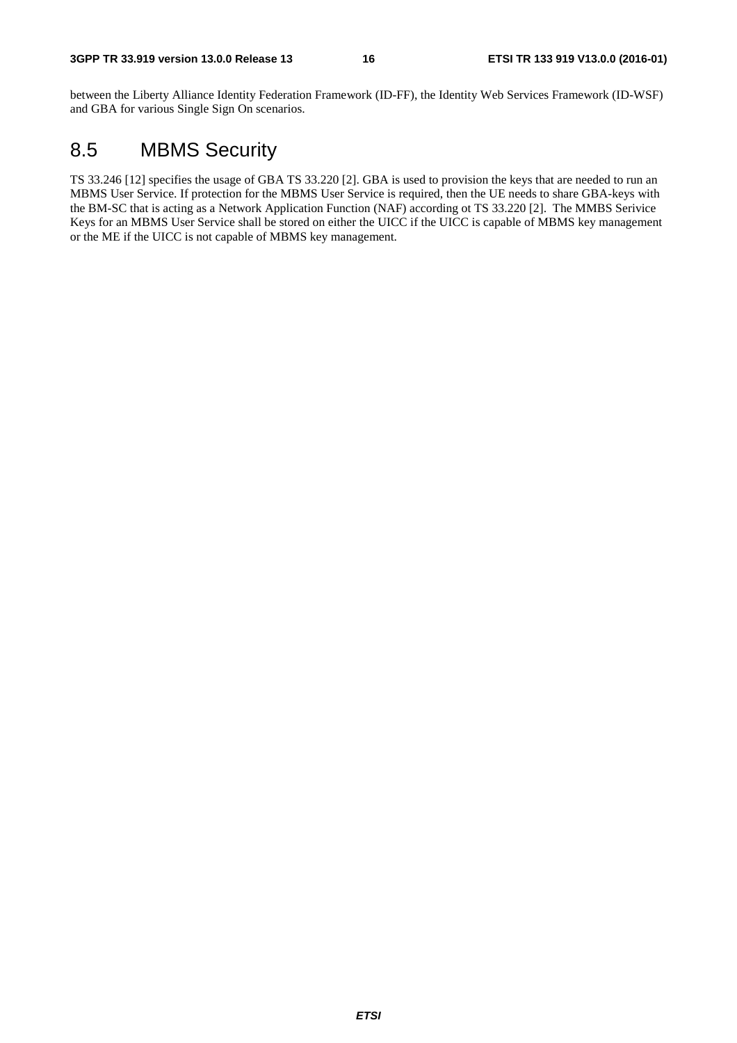between the Liberty Alliance Identity Federation Framework (ID-FF), the Identity Web Services Framework (ID-WSF) and GBA for various Single Sign On scenarios.

## 8.5 MBMS Security

TS 33.246 [12] specifies the usage of GBA TS 33.220 [2]. GBA is used to provision the keys that are needed to run an MBMS User Service. If protection for the MBMS User Service is required, then the UE needs to share GBA-keys with the BM-SC that is acting as a Network Application Function (NAF) according ot TS 33.220 [2]. The MMBS Serivice Keys for an MBMS User Service shall be stored on either the UICC if the UICC is capable of MBMS key management or the ME if the UICC is not capable of MBMS key management.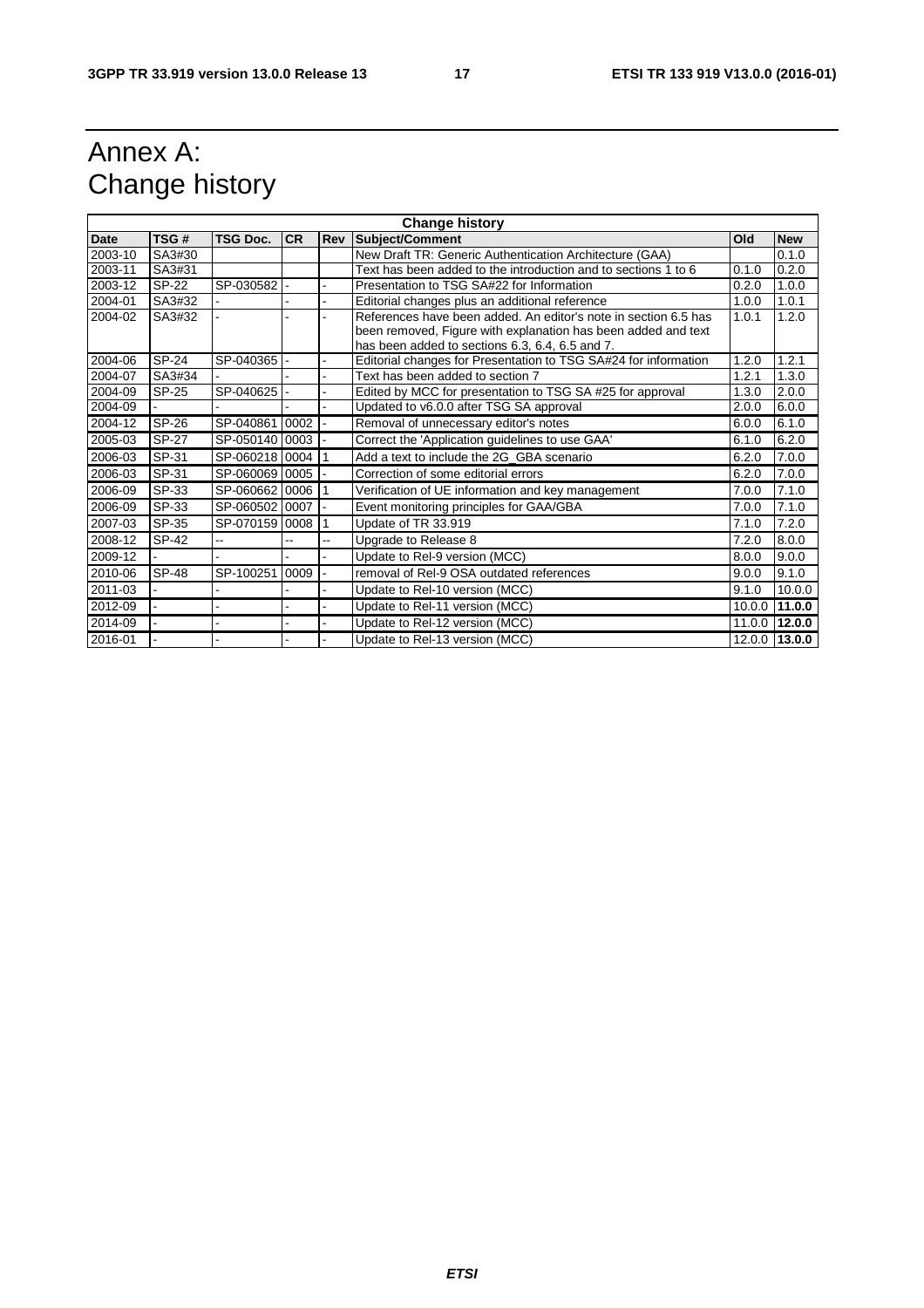# Annex A: Change history

| Change history | | | | | | | |
|---|---|---|---|---|---|---|---|
| **Date** | **TSG #** | **TSG Doc.** | **CR** | **Rev** | **Subject/Comment** | **Old** | **New** |
| 2003-10 | SA3#30 | | | | New Draft TR: Generic Authentication Architecture (GAA) | | 0.1.0 |
| 2003-11 | SA3#31 | | | | Text has been added to the introduction and to sections 1 to 6 | 0.1.0 | 0.2.0 |
| 2003-12 | SP-22 | SP-030582 | - | - | Presentation to TSG SA#22 for Information | 0.2.0 | 1.0.0 |
| 2004-01 | SA3#32 | - | - | - | Editorial changes plus an additional reference | 1.0.0 | 1.0.1 |
| 2004-02 | SA3#32 | - | - | - | References have been added. An editor's note in section 6.5 has been removed, Figure with explanation has been added and text has been added to sections 6.3, 6.4, 6.5 and 7. | 1.0.1 | 1.2.0 |
| 2004-06 | SP-24 | SP-040365 | - | - | Editorial changes for Presentation to TSG SA#24 for information | 1.2.0 | 1.2.1 |
| 2004-07 | SA3#34 | - | - | - | Text has been added to section 7 | 1.2.1 | 1.3.0 |
| 2004-09 | SP-25 | SP-040625 | - | - | Edited by MCC for presentation to TSG SA #25 for approval | 1.3.0 | 2.0.0 |
| 2004-09 | - | - | - | - | Updated to v6.0.0 after TSG SA approval | 2.0.0 | 6.0.0 |
| 2004-12 | SP-26 | SP-040861 | 0002 | - | Removal of unnecessary editor's notes | 6.0.0 | 6.1.0 |
| 2005-03 | SP-27 | SP-050140 | 0003 | - | Correct the 'Application guidelines to use GAA' | 6.1.0 | 6.2.0 |
| 2006-03 | SP-31 | SP-060218 | 0004 | 1 | Add a text to include the 2G_GBA scenario | 6.2.0 | 7.0.0 |
| 2006-03 | SP-31 | SP-060069 | 0005 | - | Correction of some editorial errors | 6.2.0 | 7.0.0 |
| 2006-09 | SP-33 | SP-060662 | 0006 | 1 | Verification of UE information and key management | 7.0.0 | 7.1.0 |
| 2006-09 | SP-33 | SP-060502 | 0007 | - | Event monitoring principles for GAA/GBA | 7.0.0 | 7.1.0 |
| 2007-03 | SP-35 | SP-070159 | 0008 | 1 | Update of TR 33.919 | 7.1.0 | 7.2.0 |
| 2008-12 | SP-42 | -- | -- | -- | Upgrade to Release 8 | 7.2.0 | 8.0.0 |
| 2009-12 | - | - | - | - | Update to Rel-9 version (MCC) | 8.0.0 | 9.0.0 |
| 2010-06 | SP-48 | SP-100251 | 0009 | - | removal of Rel-9 OSA outdated references | 9.0.0 | 9.1.0 |
| 2011-03 | - | - | - | - | Update to Rel-10 version (MCC) | 9.1.0 | 10.0.0 |
| 2012-09 | - | - | - | - | Update to Rel-11 version (MCC) | 10.0.0 | **11.0.0** |
| 2014-09 | - | - | - | - | Update to Rel-12 version (MCC) | 11.0.0 | **12.0.0** |
| 2016-01 | - | - | - | - | Update to Rel-13 version (MCC) | 12.0.0 | **13.0.0** |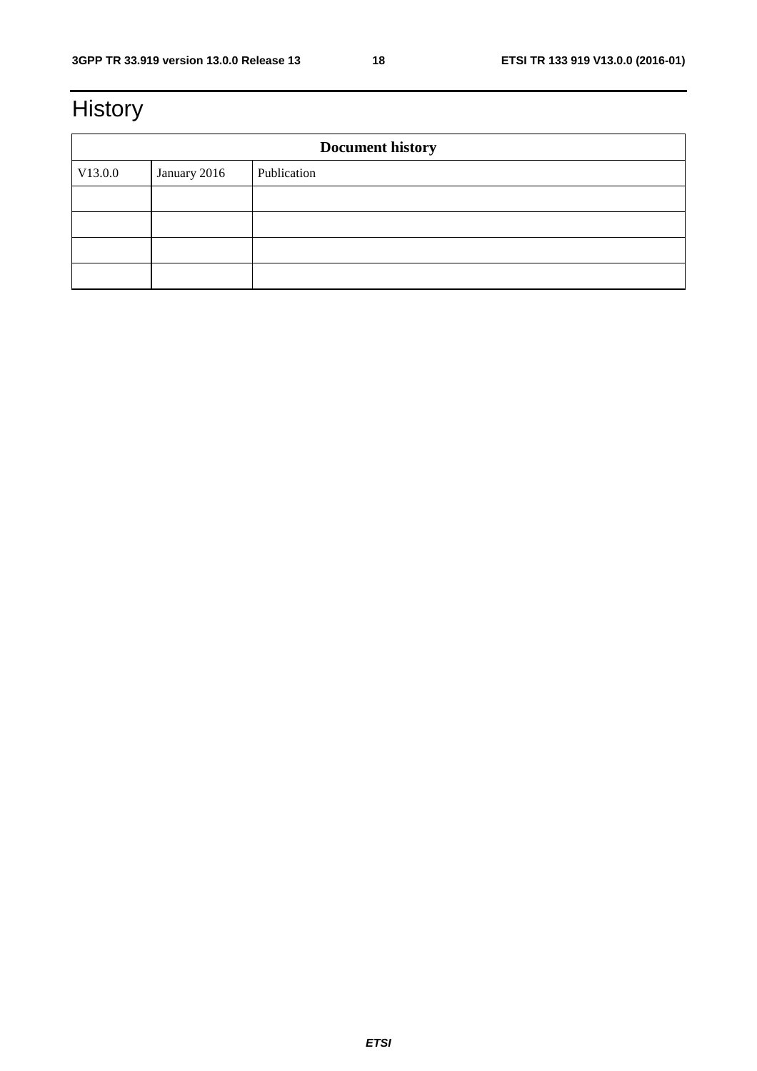# History

| Document history | | |
|---|---|---|
| V13.0.0 | January 2016 | Publication |
| | | |
| | | |
| | | |
| | | |